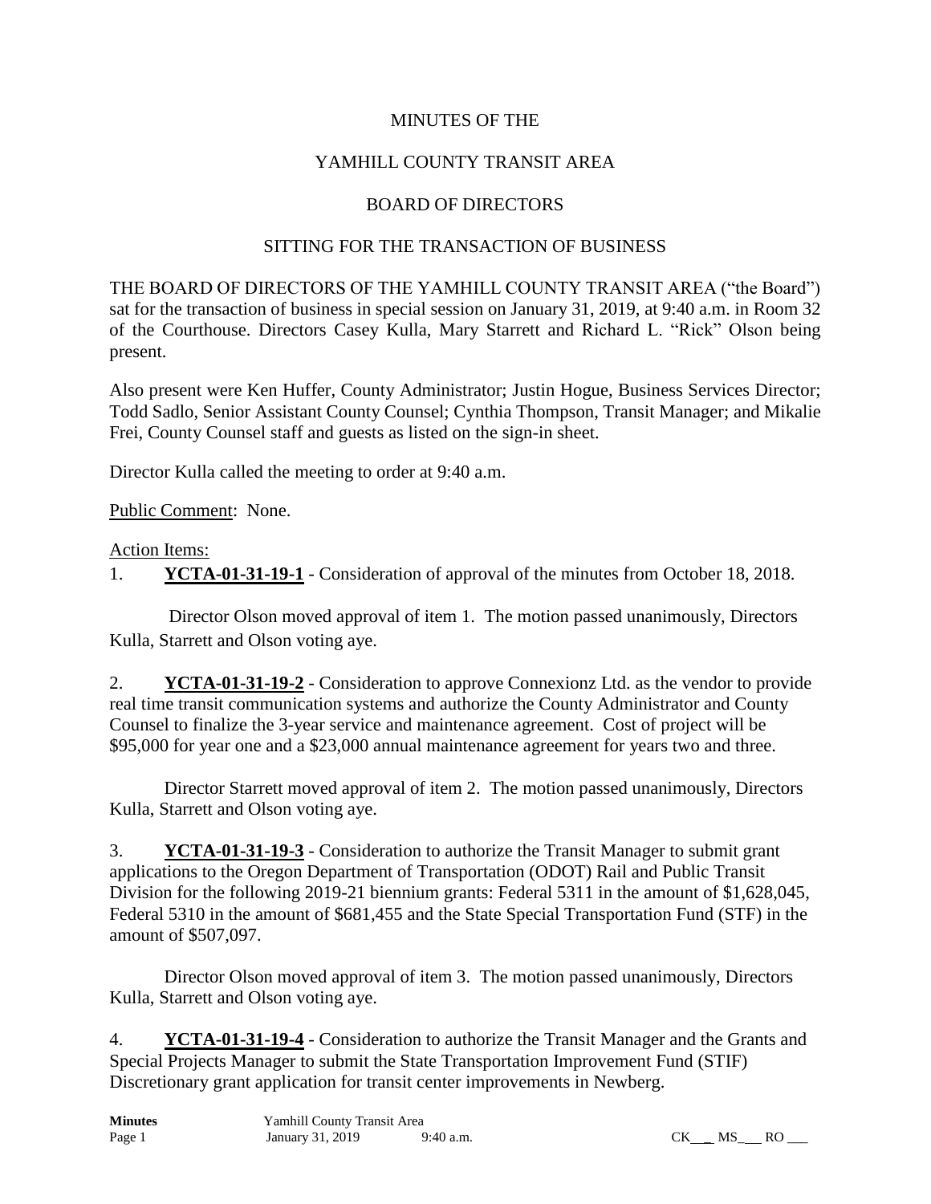# MINUTES OF THE

# YAMHILL COUNTY TRANSIT AREA

# BOARD OF DIRECTORS

# SITTING FOR THE TRANSACTION OF BUSINESS

THE BOARD OF DIRECTORS OF THE YAMHILL COUNTY TRANSIT AREA ("the Board") sat for the transaction of business in special session on January 31, 2019, at 9:40 a.m. in Room 32 of the Courthouse. Directors Casey Kulla, Mary Starrett and Richard L. "Rick" Olson being present.

Also present were Ken Huffer, County Administrator; Justin Hogue, Business Services Director; Todd Sadlo, Senior Assistant County Counsel; Cynthia Thompson, Transit Manager; and Mikalie Frei, County Counsel staff and guests as listed on the sign-in sheet.

Director Kulla called the meeting to order at 9:40 a.m.

Public Comment: None.

Action Items:

1. **YCTA-01-31-19-1** - Consideration of approval of the minutes from October 18, 2018.

   Director Olson moved approval of item 1. The motion passed unanimously, Directors Kulla, Starrett and Olson voting aye.

2. **YCTA-01-31-19-2** - Consideration to approve Connexionz Ltd. as the vendor to provide real time transit communication systems and authorize the County Administrator and County Counsel to finalize the 3-year service and maintenance agreement. Cost of project will be $95,000 for year one and a $23,000 annual maintenance agreement for years two and three.

   Director Starrett moved approval of item 2. The motion passed unanimously, Directors Kulla, Starrett and Olson voting aye.

3. **YCTA-01-31-19-3** - Consideration to authorize the Transit Manager to submit grant applications to the Oregon Department of Transportation (ODOT) Rail and Public Transit Division for the following 2019-21 biennium grants: Federal 5311 in the amount of $1,628,045, Federal 5310 in the amount of $681,455 and the State Special Transportation Fund (STF) in the amount of $507,097.

   Director Olson moved approval of item 3. The motion passed unanimously, Directors Kulla, Starrett and Olson voting aye.

4. **YCTA-01-31-19-4** - Consideration to authorize the Transit Manager and the Grants and Special Projects Manager to submit the State Transportation Improvement Fund (STIF) Discretionary grant application for transit center improvements in Newberg.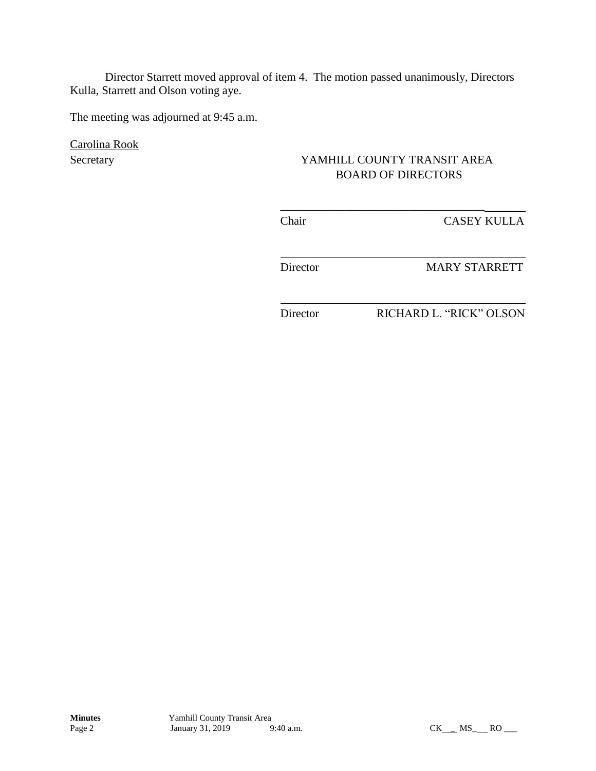Director Starrett moved approval of item 4. The motion passed unanimously, Directors Kulla, Starrett and Olson voting aye.

The meeting was adjourned at 9:45 a.m.

Carolina Rook
Secretary

YAMHILL COUNTY TRANSIT AREA
BOARD OF DIRECTORS

\_\_\_\_\_\_\_\_\_\_\_\_\_\_\_\_\_\_\_\_\_\_\_\_\_\_\_\_\_\_\_\_\_\_\_\_\_\_\_\_
Chair CASEY KULLA

\_\_\_\_\_\_\_\_\_\_\_\_\_\_\_\_\_\_\_\_\_\_\_\_\_\_\_\_\_\_\_\_\_\_\_\_\_\_\_\_
Director MARY STARRETT

\_\_\_\_\_\_\_\_\_\_\_\_\_\_\_\_\_\_\_\_\_\_\_\_\_\_\_\_\_\_\_\_\_\_\_\_\_\_\_\_
Director RICHARD L. "RICK" OLSON